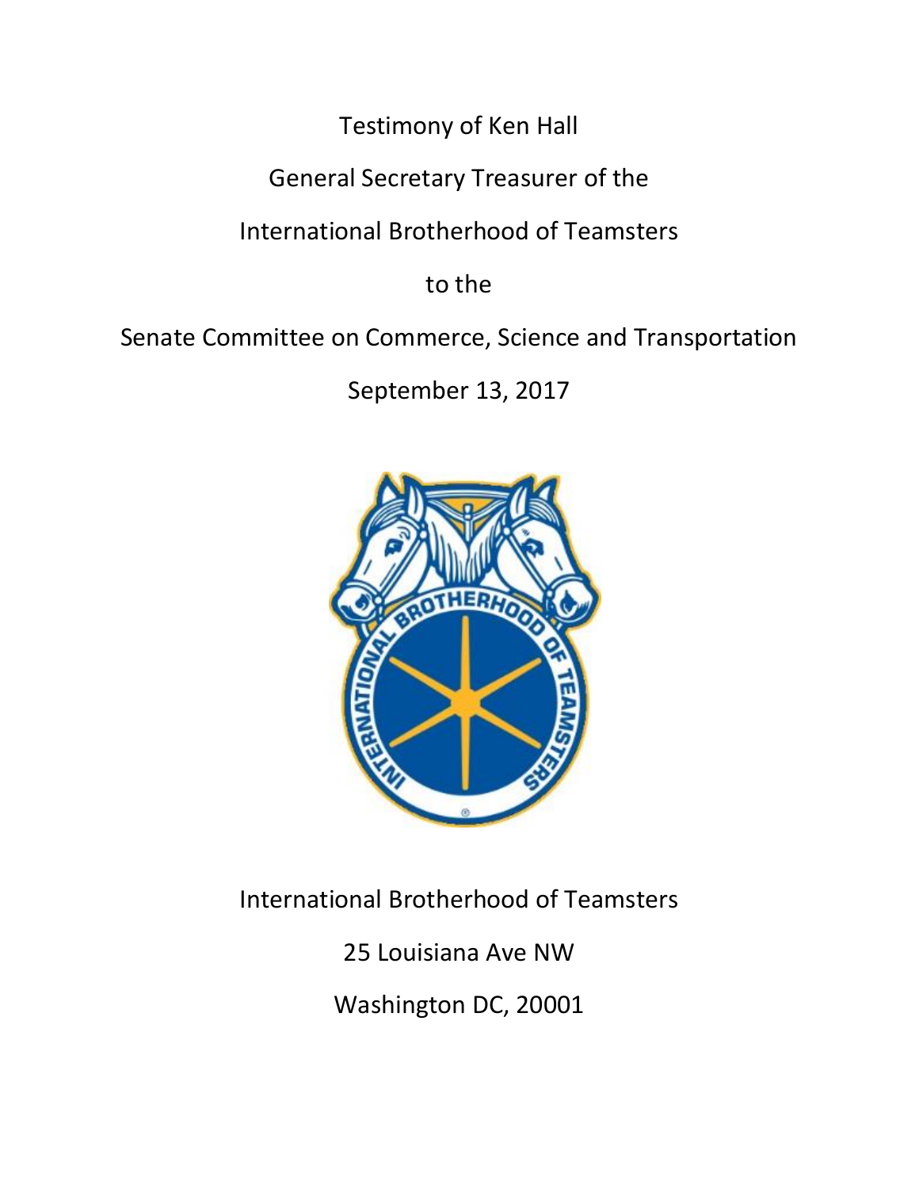Testimony of Ken Hall

General Secretary Treasurer of the

International Brotherhood of Teamsters

to the

Senate Committee on Commerce, Science and Transportation

September 13, 2017

International Brotherhood of Teamsters

25 Louisiana Ave NW

Washington DC, 20001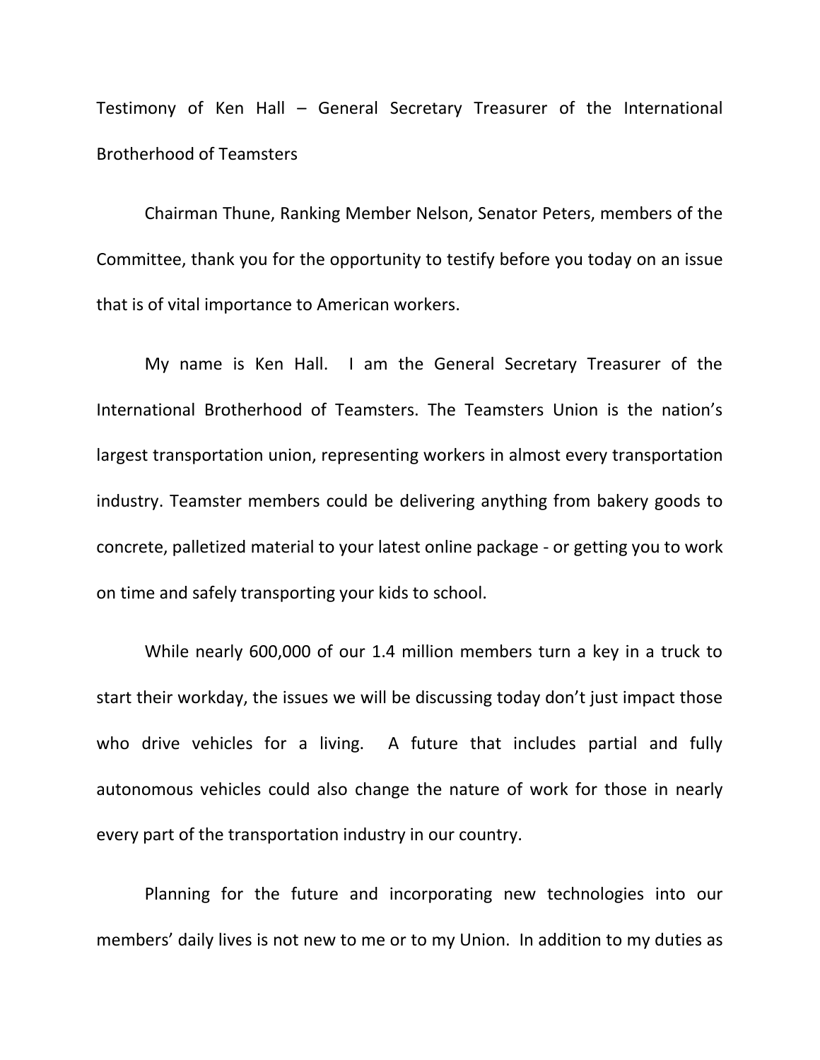Testimony of Ken Hall – General Secretary Treasurer of the International Brotherhood of Teamsters

Chairman Thune, Ranking Member Nelson, Senator Peters, members of the Committee, thank you for the opportunity to testify before you today on an issue that is of vital importance to American workers.

My name is Ken Hall. I am the General Secretary Treasurer of the International Brotherhood of Teamsters. The Teamsters Union is the nation's largest transportation union, representing workers in almost every transportation industry. Teamster members could be delivering anything from bakery goods to concrete, palletized material to your latest online package - or getting you to work on time and safely transporting your kids to school.

While nearly 600,000 of our 1.4 million members turn a key in a truck to start their workday, the issues we will be discussing today don't just impact those who drive vehicles for a living. A future that includes partial and fully autonomous vehicles could also change the nature of work for those in nearly every part of the transportation industry in our country.

Planning for the future and incorporating new technologies into our members' daily lives is not new to me or to my Union. In addition to my duties as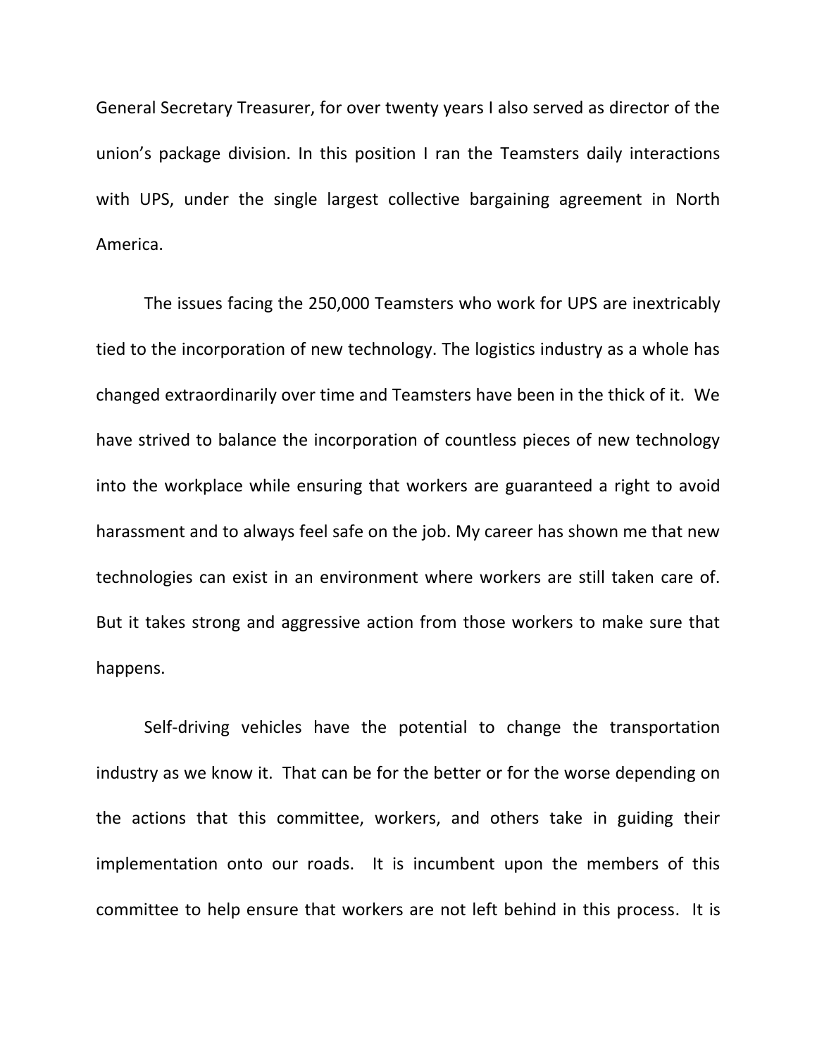General Secretary Treasurer, for over twenty years I also served as director of the union's package division. In this position I ran the Teamsters daily interactions with UPS, under the single largest collective bargaining agreement in North America.

The issues facing the 250,000 Teamsters who work for UPS are inextricably tied to the incorporation of new technology. The logistics industry as a whole has changed extraordinarily over time and Teamsters have been in the thick of it. We have strived to balance the incorporation of countless pieces of new technology into the workplace while ensuring that workers are guaranteed a right to avoid harassment and to always feel safe on the job. My career has shown me that new technologies can exist in an environment where workers are still taken care of. But it takes strong and aggressive action from those workers to make sure that happens.

Self-driving vehicles have the potential to change the transportation industry as we know it. That can be for the better or for the worse depending on the actions that this committee, workers, and others take in guiding their implementation onto our roads. It is incumbent upon the members of this committee to help ensure that workers are not left behind in this process. It is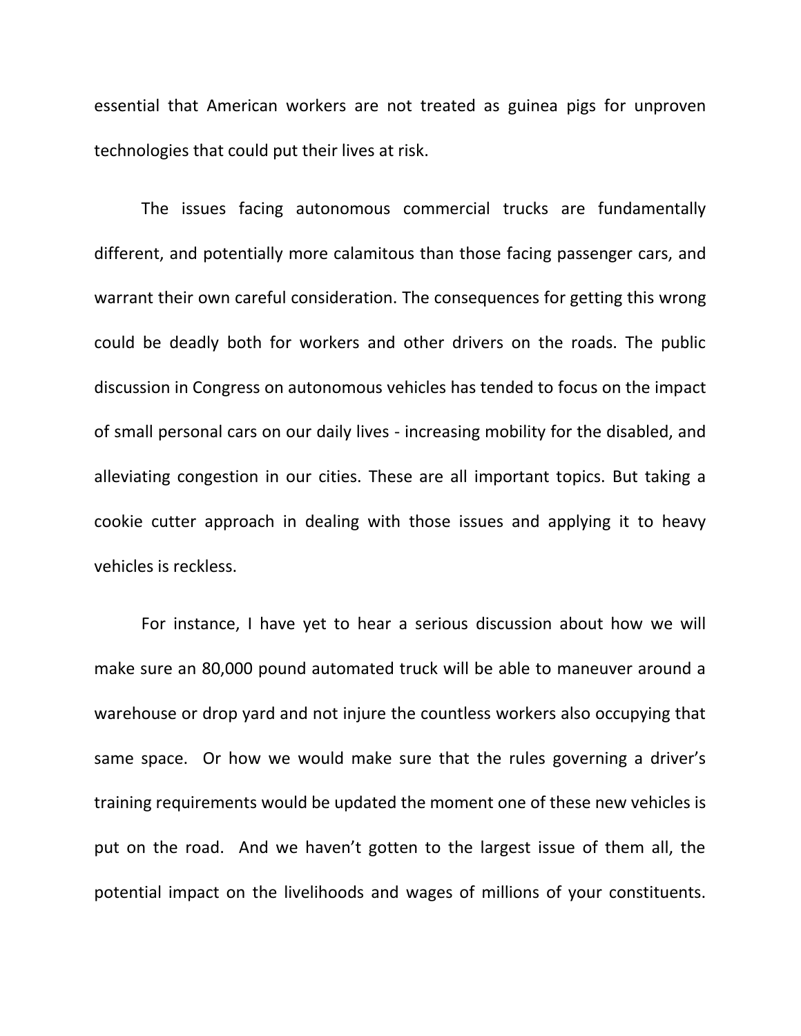essential that American workers are not treated as guinea pigs for unproven technologies that could put their lives at risk.

The issues facing autonomous commercial trucks are fundamentally different, and potentially more calamitous than those facing passenger cars, and warrant their own careful consideration. The consequences for getting this wrong could be deadly both for workers and other drivers on the roads. The public discussion in Congress on autonomous vehicles has tended to focus on the impact of small personal cars on our daily lives - increasing mobility for the disabled, and alleviating congestion in our cities. These are all important topics. But taking a cookie cutter approach in dealing with those issues and applying it to heavy vehicles is reckless.

For instance, I have yet to hear a serious discussion about how we will make sure an 80,000 pound automated truck will be able to maneuver around a warehouse or drop yard and not injure the countless workers also occupying that same space. Or how we would make sure that the rules governing a driver's training requirements would be updated the moment one of these new vehicles is put on the road. And we haven't gotten to the largest issue of them all, the potential impact on the livelihoods and wages of millions of your constituents.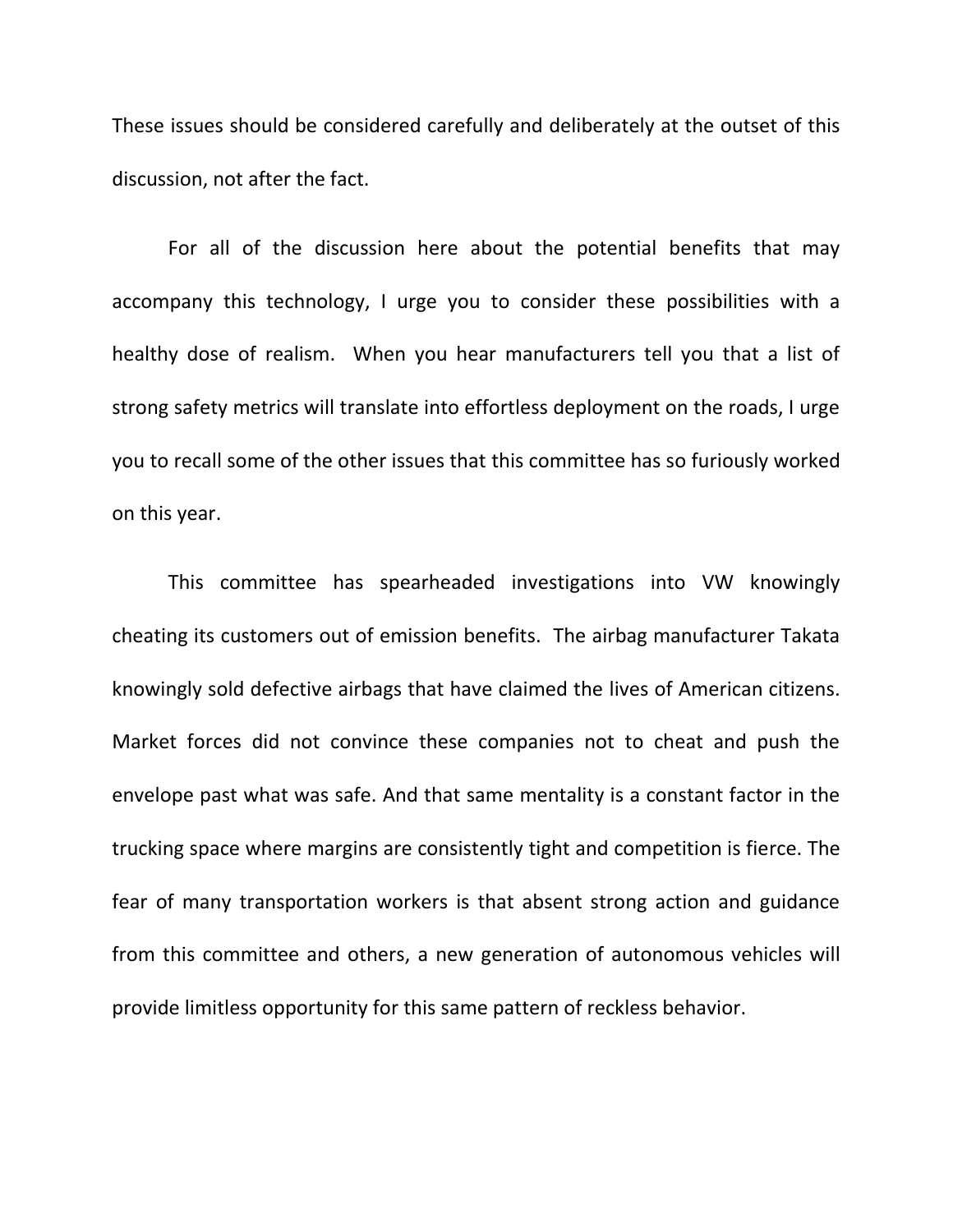These issues should be considered carefully and deliberately at the outset of this discussion, not after the fact.

For all of the discussion here about the potential benefits that may accompany this technology, I urge you to consider these possibilities with a healthy dose of realism. When you hear manufacturers tell you that a list of strong safety metrics will translate into effortless deployment on the roads, I urge you to recall some of the other issues that this committee has so furiously worked on this year.

This committee has spearheaded investigations into VW knowingly cheating its customers out of emission benefits. The airbag manufacturer Takata knowingly sold defective airbags that have claimed the lives of American citizens. Market forces did not convince these companies not to cheat and push the envelope past what was safe. And that same mentality is a constant factor in the trucking space where margins are consistently tight and competition is fierce. The fear of many transportation workers is that absent strong action and guidance from this committee and others, a new generation of autonomous vehicles will provide limitless opportunity for this same pattern of reckless behavior.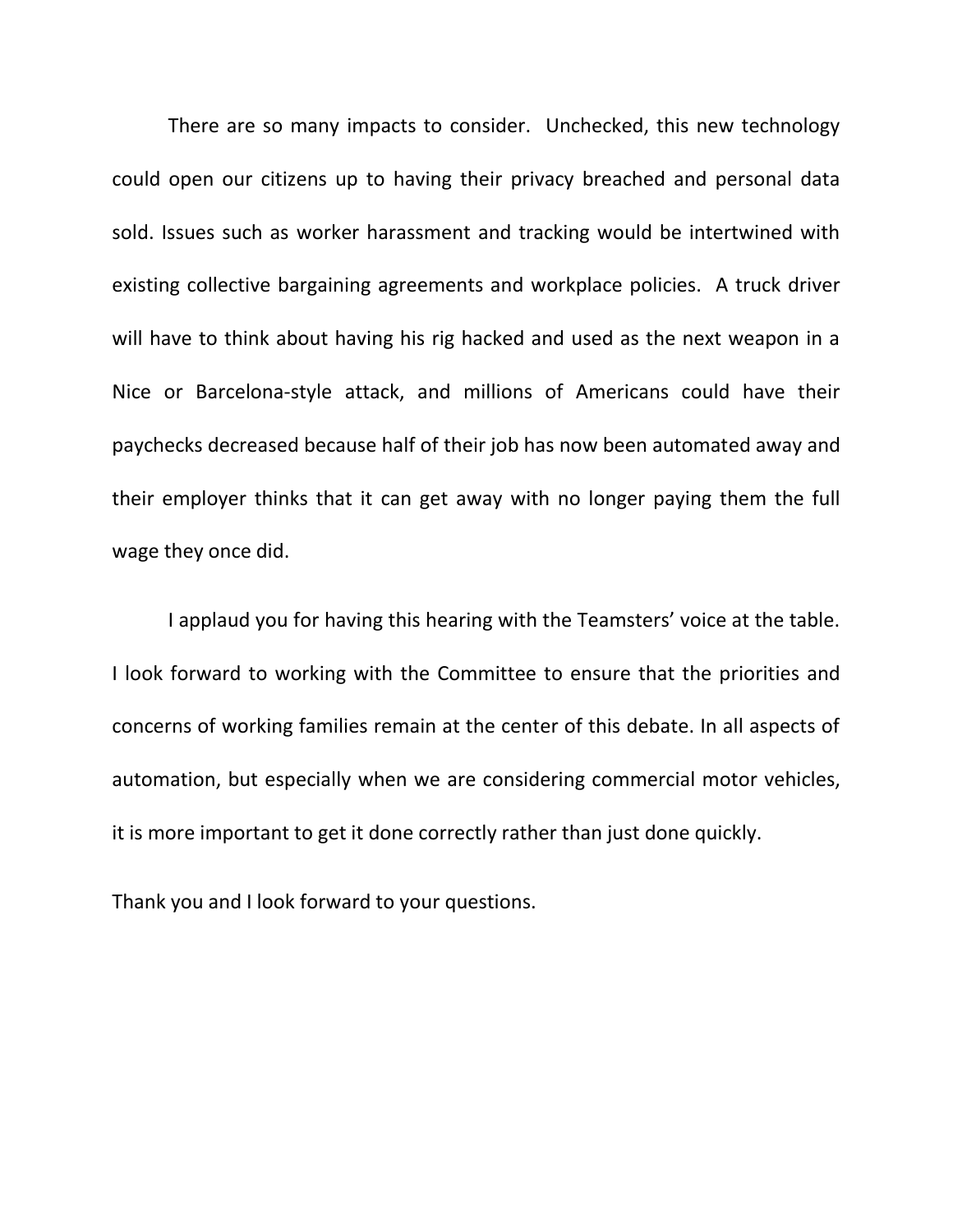There are so many impacts to consider. Unchecked, this new technology could open our citizens up to having their privacy breached and personal data sold. Issues such as worker harassment and tracking would be intertwined with existing collective bargaining agreements and workplace policies. A truck driver will have to think about having his rig hacked and used as the next weapon in a Nice or Barcelona-style attack, and millions of Americans could have their paychecks decreased because half of their job has now been automated away and their employer thinks that it can get away with no longer paying them the full wage they once did.

I applaud you for having this hearing with the Teamsters' voice at the table. I look forward to working with the Committee to ensure that the priorities and concerns of working families remain at the center of this debate. In all aspects of automation, but especially when we are considering commercial motor vehicles, it is more important to get it done correctly rather than just done quickly.

Thank you and I look forward to your questions.